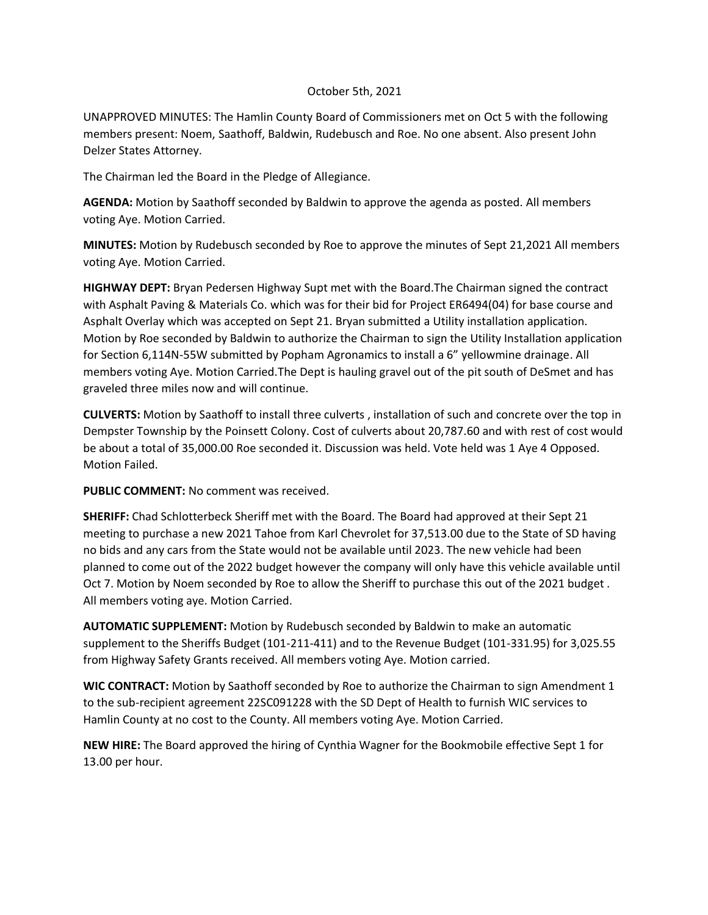October 5th, 2021

UNAPPROVED MINUTES: The Hamlin County Board of Commissioners met on Oct 5 with the following members present: Noem, Saathoff, Baldwin, Rudebusch and Roe. No one absent. Also present John Delzer States Attorney.

The Chairman led the Board in the Pledge of Allegiance.

**AGENDA:** Motion by Saathoff seconded by Baldwin to approve the agenda as posted. All members voting Aye. Motion Carried.

**MINUTES:** Motion by Rudebusch seconded by Roe to approve the minutes of Sept 21,2021 All members voting Aye. Motion Carried.

**HIGHWAY DEPT:** Bryan Pedersen Highway Supt met with the Board.The Chairman signed the contract with Asphalt Paving & Materials Co. which was for their bid for Project ER6494(04) for base course and Asphalt Overlay which was accepted on Sept 21. Bryan submitted a Utility installation application. Motion by Roe seconded by Baldwin to authorize the Chairman to sign the Utility Installation application for Section 6,114N-55W submitted by Popham Agronamics to install a 6" yellowmine drainage. All members voting Aye. Motion Carried.The Dept is hauling gravel out of the pit south of DeSmet and has graveled three miles now and will continue.

**CULVERTS:** Motion by Saathoff to install three culverts , installation of such and concrete over the top in Dempster Township by the Poinsett Colony. Cost of culverts about 20,787.60 and with rest of cost would be about a total of 35,000.00 Roe seconded it. Discussion was held. Vote held was 1 Aye 4 Opposed. Motion Failed.

**PUBLIC COMMENT:** No comment was received.

**SHERIFF:** Chad Schlotterbeck Sheriff met with the Board. The Board had approved at their Sept 21 meeting to purchase a new 2021 Tahoe from Karl Chevrolet for 37,513.00 due to the State of SD having no bids and any cars from the State would not be available until 2023. The new vehicle had been planned to come out of the 2022 budget however the company will only have this vehicle available until Oct 7. Motion by Noem seconded by Roe to allow the Sheriff to purchase this out of the 2021 budget . All members voting aye. Motion Carried.

**AUTOMATIC SUPPLEMENT:** Motion by Rudebusch seconded by Baldwin to make an automatic supplement to the Sheriffs Budget (101-211-411) and to the Revenue Budget (101-331.95) for 3,025.55 from Highway Safety Grants received. All members voting Aye. Motion carried.

**WIC CONTRACT:** Motion by Saathoff seconded by Roe to authorize the Chairman to sign Amendment 1 to the sub-recipient agreement 22SC091228 with the SD Dept of Health to furnish WIC services to Hamlin County at no cost to the County. All members voting Aye. Motion Carried.

**NEW HIRE:** The Board approved the hiring of Cynthia Wagner for the Bookmobile effective Sept 1 for 13.00 per hour.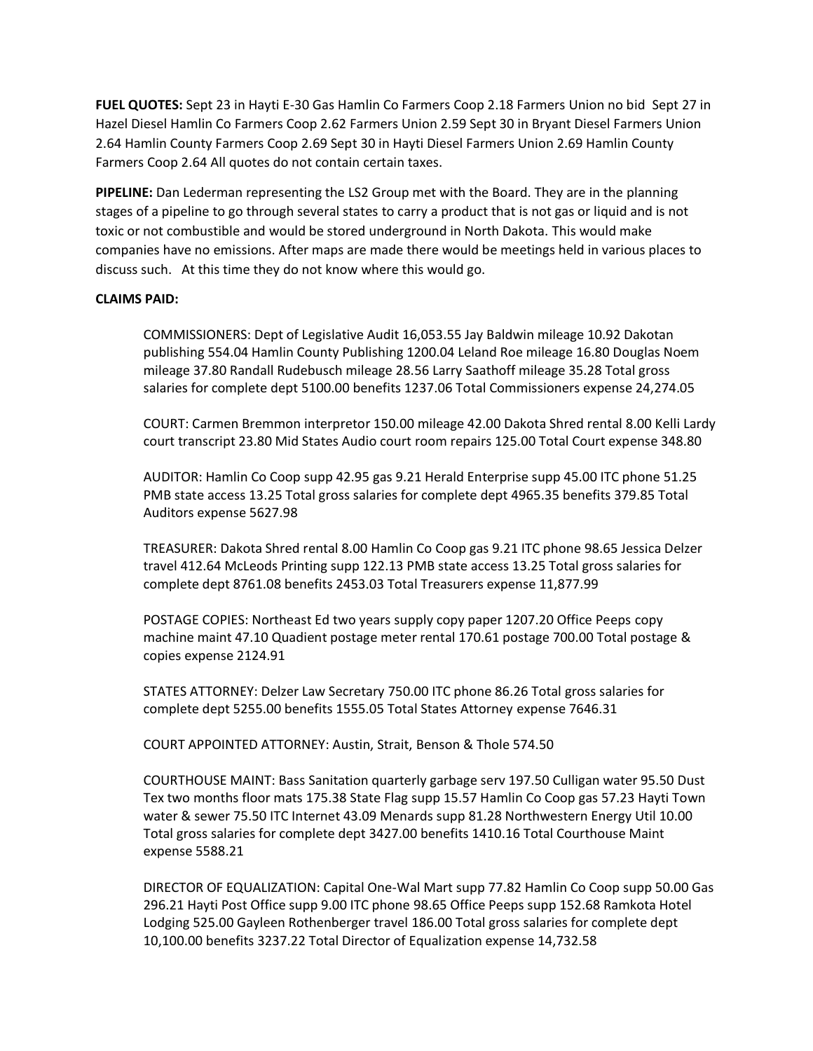**FUEL QUOTES:** Sept 23 in Hayti E-30 Gas Hamlin Co Farmers Coop 2.18 Farmers Union no bid Sept 27 in Hazel Diesel Hamlin Co Farmers Coop 2.62 Farmers Union 2.59 Sept 30 in Bryant Diesel Farmers Union 2.64 Hamlin County Farmers Coop 2.69 Sept 30 in Hayti Diesel Farmers Union 2.69 Hamlin County Farmers Coop 2.64 All quotes do not contain certain taxes.

**PIPELINE:** Dan Lederman representing the LS2 Group met with the Board. They are in the planning stages of a pipeline to go through several states to carry a product that is not gas or liquid and is not toxic or not combustible and would be stored underground in North Dakota. This would make companies have no emissions. After maps are made there would be meetings held in various places to discuss such. At this time they do not know where this would go.

**CLAIMS PAID:**

COMMISSIONERS: Dept of Legislative Audit 16,053.55 Jay Baldwin mileage 10.92 Dakotan publishing 554.04 Hamlin County Publishing 1200.04 Leland Roe mileage 16.80 Douglas Noem mileage 37.80 Randall Rudebusch mileage 28.56 Larry Saathoff mileage 35.28 Total gross salaries for complete dept 5100.00 benefits 1237.06 Total Commissioners expense 24,274.05

COURT: Carmen Bremmon interpretor 150.00 mileage 42.00 Dakota Shred rental 8.00 Kelli Lardy court transcript 23.80 Mid States Audio court room repairs 125.00 Total Court expense 348.80

AUDITOR: Hamlin Co Coop supp 42.95 gas 9.21 Herald Enterprise supp 45.00 ITC phone 51.25 PMB state access 13.25 Total gross salaries for complete dept 4965.35 benefits 379.85 Total Auditors expense 5627.98

TREASURER: Dakota Shred rental 8.00 Hamlin Co Coop gas 9.21 ITC phone 98.65 Jessica Delzer travel 412.64 McLeods Printing supp 122.13 PMB state access 13.25 Total gross salaries for complete dept 8761.08 benefits 2453.03 Total Treasurers expense 11,877.99

POSTAGE COPIES: Northeast Ed two years supply copy paper 1207.20 Office Peeps copy machine maint 47.10 Quadient postage meter rental 170.61 postage 700.00 Total postage & copies expense 2124.91

STATES ATTORNEY: Delzer Law Secretary 750.00 ITC phone 86.26 Total gross salaries for complete dept 5255.00 benefits 1555.05 Total States Attorney expense 7646.31

COURT APPOINTED ATTORNEY: Austin, Strait, Benson & Thole 574.50

COURTHOUSE MAINT: Bass Sanitation quarterly garbage serv 197.50 Culligan water 95.50 Dust Tex two months floor mats 175.38 State Flag supp 15.57 Hamlin Co Coop gas 57.23 Hayti Town water & sewer 75.50 ITC Internet 43.09 Menards supp 81.28 Northwestern Energy Util 10.00 Total gross salaries for complete dept 3427.00 benefits 1410.16 Total Courthouse Maint expense 5588.21

DIRECTOR OF EQUALIZATION: Capital One-Wal Mart supp 77.82 Hamlin Co Coop supp 50.00 Gas 296.21 Hayti Post Office supp 9.00 ITC phone 98.65 Office Peeps supp 152.68 Ramkota Hotel Lodging 525.00 Gayleen Rothenberger travel 186.00 Total gross salaries for complete dept 10,100.00 benefits 3237.22 Total Director of Equalization expense 14,732.58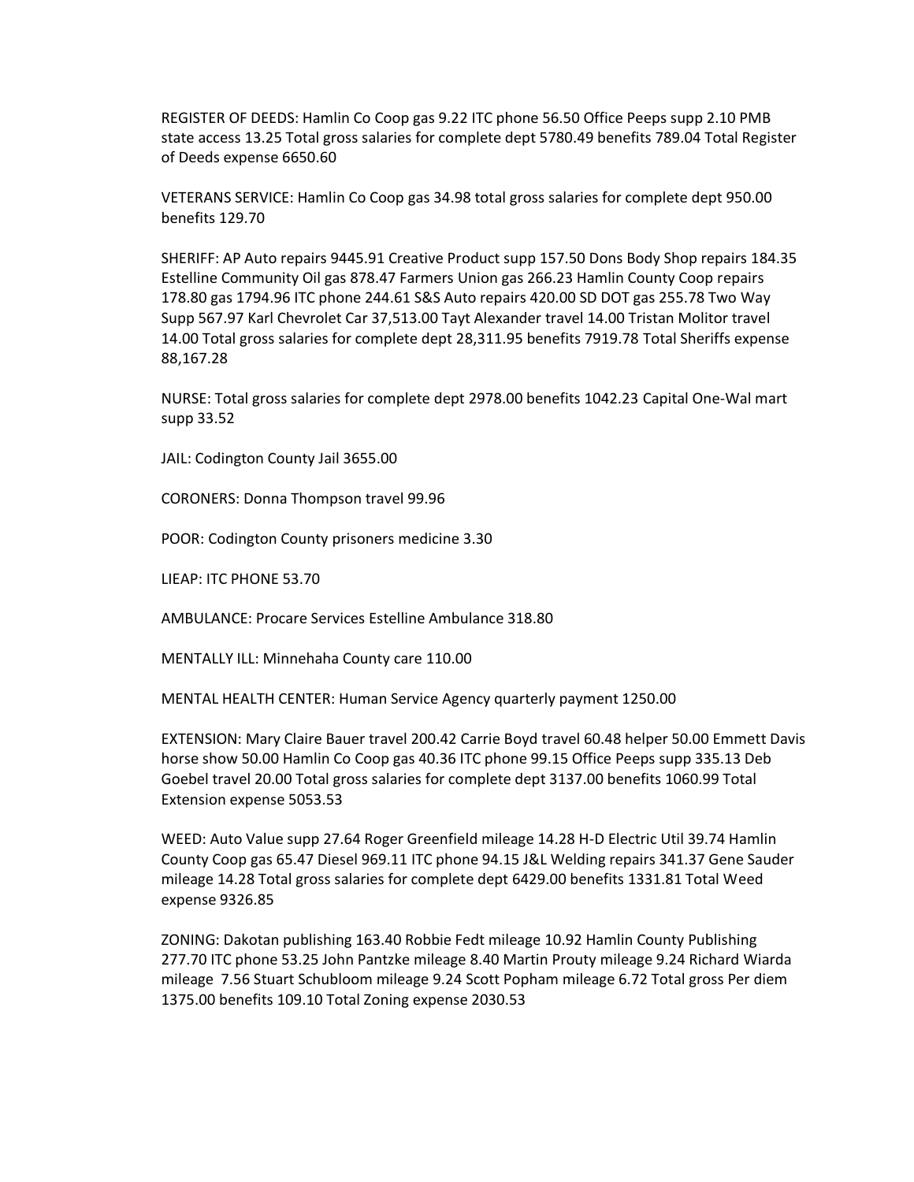REGISTER OF DEEDS: Hamlin Co Coop gas 9.22 ITC phone 56.50 Office Peeps supp 2.10 PMB state access 13.25 Total gross salaries for complete dept 5780.49 benefits 789.04 Total Register of Deeds expense 6650.60

VETERANS SERVICE: Hamlin Co Coop gas 34.98 total gross salaries for complete dept 950.00 benefits 129.70

SHERIFF: AP Auto repairs 9445.91 Creative Product supp 157.50 Dons Body Shop repairs 184.35 Estelline Community Oil gas 878.47 Farmers Union gas 266.23 Hamlin County Coop repairs 178.80 gas 1794.96 ITC phone 244.61 S&S Auto repairs 420.00 SD DOT gas 255.78 Two Way Supp 567.97 Karl Chevrolet Car 37,513.00 Tayt Alexander travel 14.00 Tristan Molitor travel 14.00 Total gross salaries for complete dept 28,311.95 benefits 7919.78 Total Sheriffs expense 88,167.28

NURSE: Total gross salaries for complete dept 2978.00 benefits 1042.23 Capital One-Wal mart supp 33.52

JAIL: Codington County Jail 3655.00

CORONERS: Donna Thompson travel 99.96

POOR: Codington County prisoners medicine 3.30

LIEAP: ITC PHONE 53.70

AMBULANCE: Procare Services Estelline Ambulance 318.80

MENTALLY ILL: Minnehaha County care 110.00

MENTAL HEALTH CENTER: Human Service Agency quarterly payment 1250.00

EXTENSION: Mary Claire Bauer travel 200.42 Carrie Boyd travel 60.48 helper 50.00 Emmett Davis horse show 50.00 Hamlin Co Coop gas 40.36 ITC phone 99.15 Office Peeps supp 335.13 Deb Goebel travel 20.00 Total gross salaries for complete dept 3137.00 benefits 1060.99 Total Extension expense 5053.53

WEED: Auto Value supp 27.64 Roger Greenfield mileage 14.28 H-D Electric Util 39.74 Hamlin County Coop gas 65.47 Diesel 969.11 ITC phone 94.15 J&L Welding repairs 341.37 Gene Sauder mileage 14.28 Total gross salaries for complete dept 6429.00 benefits 1331.81 Total Weed expense 9326.85

ZONING: Dakotan publishing 163.40 Robbie Fedt mileage 10.92 Hamlin County Publishing 277.70 ITC phone 53.25 John Pantzke mileage 8.40 Martin Prouty mileage 9.24 Richard Wiarda mileage 7.56 Stuart Schubloom mileage 9.24 Scott Popham mileage 6.72 Total gross Per diem 1375.00 benefits 109.10 Total Zoning expense 2030.53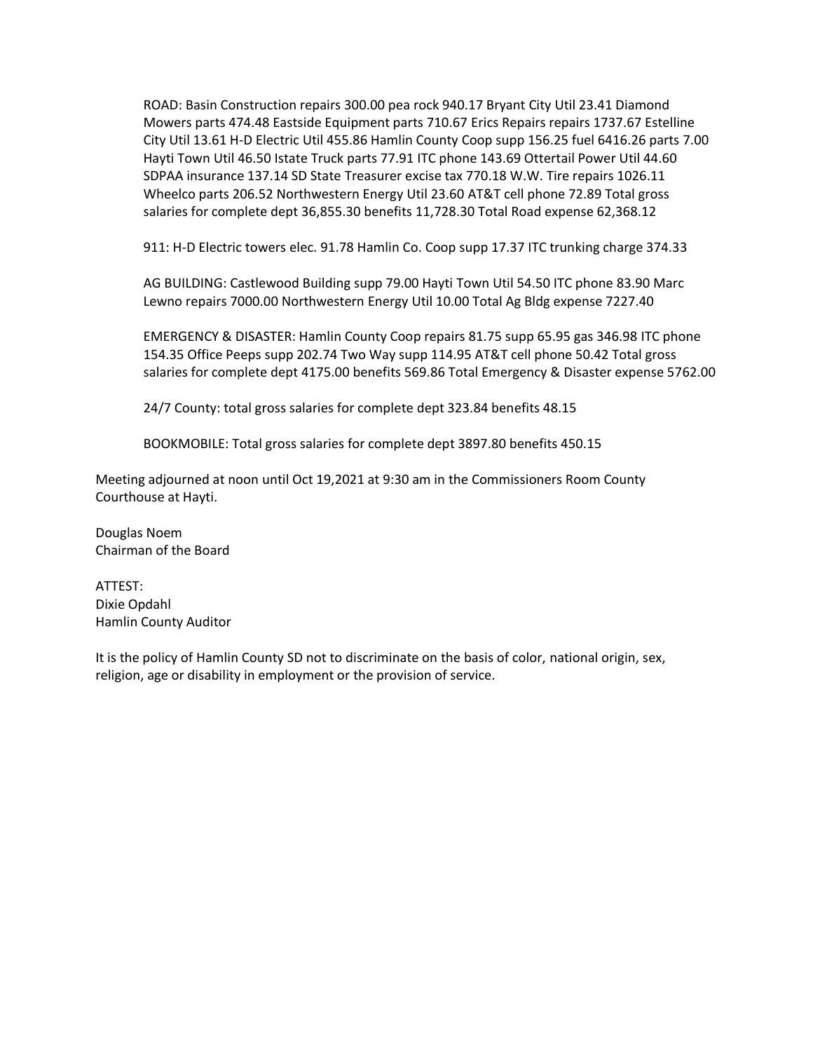ROAD: Basin Construction repairs 300.00 pea rock 940.17 Bryant City Util 23.41 Diamond Mowers parts 474.48 Eastside Equipment parts 710.67 Erics Repairs repairs 1737.67 Estelline City Util 13.61 H-D Electric Util 455.86 Hamlin County Coop supp 156.25 fuel 6416.26 parts 7.00 Hayti Town Util 46.50 Istate Truck parts 77.91 ITC phone 143.69 Ottertail Power Util 44.60 SDPAA insurance 137.14 SD State Treasurer excise tax 770.18 W.W. Tire repairs 1026.11 Wheelco parts 206.52 Northwestern Energy Util 23.60 AT&T cell phone 72.89 Total gross salaries for complete dept 36,855.30 benefits 11,728.30 Total Road expense 62,368.12

911: H-D Electric towers elec. 91.78 Hamlin Co. Coop supp 17.37 ITC trunking charge 374.33

AG BUILDING: Castlewood Building supp 79.00 Hayti Town Util 54.50 ITC phone 83.90 Marc Lewno repairs 7000.00 Northwestern Energy Util 10.00 Total Ag Bldg expense 7227.40

EMERGENCY & DISASTER: Hamlin County Coop repairs 81.75 supp 65.95 gas 346.98 ITC phone 154.35 Office Peeps supp 202.74 Two Way supp 114.95 AT&T cell phone 50.42 Total gross salaries for complete dept 4175.00 benefits 569.86 Total Emergency & Disaster expense 5762.00

24/7 County: total gross salaries for complete dept 323.84 benefits 48.15

BOOKMOBILE: Total gross salaries for complete dept 3897.80 benefits 450.15

Meeting adjourned at noon until Oct 19,2021 at 9:30 am in the Commissioners Room County Courthouse at Hayti.

Douglas Noem
Chairman of the Board

ATTEST:
Dixie Opdahl
Hamlin County Auditor

It is the policy of Hamlin County SD not to discriminate on the basis of color, national origin, sex, religion, age or disability in employment or the provision of service.